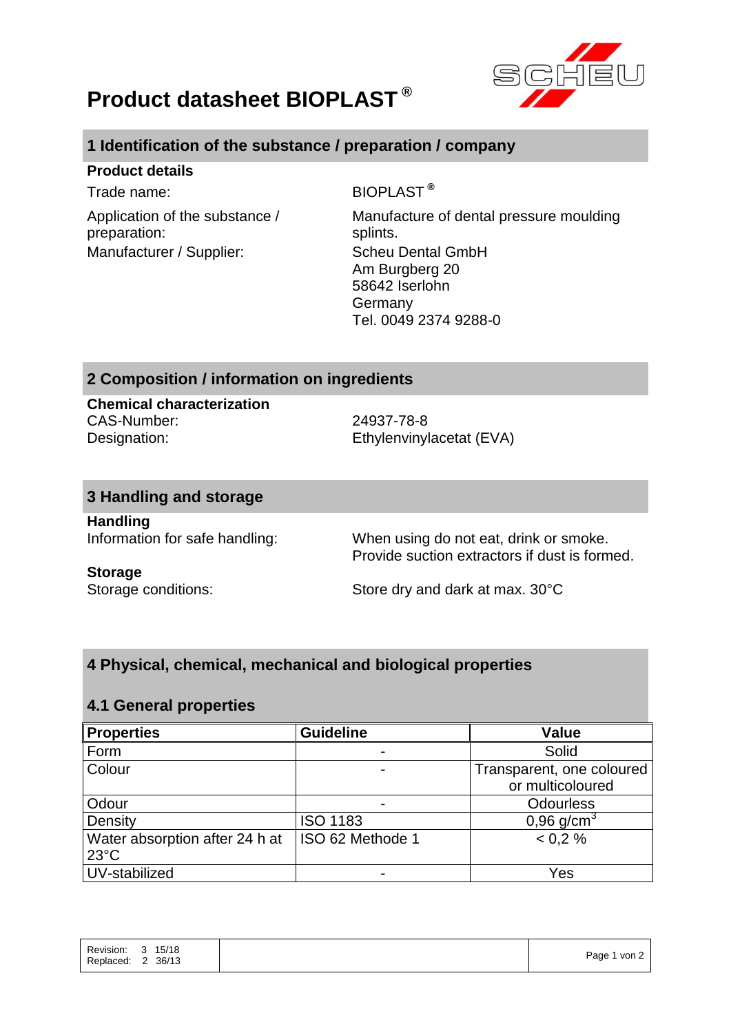# Product datasheet BIOPLAST®

## 1 Identification of the substance / preparation / company

**Product details**

Trade name: BIOPLAST®

Application of the substance / preparation: Manufacture of dental pressure moulding splints.

Manufacturer / Supplier: Scheu Dental GmbH
Am Burgberg 20
58642 Iserlohn
Germany
Tel. 0049 2374 9288-0

## 2 Composition / information on ingredients

**Chemical characterization**

CAS-Number: 24937-78-8
Designation: Ethylenvinylacetat (EVA)

## 3 Handling and storage

**Handling**

Information for safe handling: When using do not eat, drink or smoke. Provide suction extractors if dust is formed.

**Storage**

Storage conditions: Store dry and dark at max. 30°C

## 4 Physical, chemical, mechanical and biological properties

### 4.1 General properties

| Properties | Guideline | Value |
|---|---|---|
| Form | - | Solid |
| Colour | - | Transparent, one coloured or multicoloured |
| Odour | - | Odourless |
| Density | ISO 1183 | 0,96 g/cm$^3$ |
| Water absorption after 24 h at 23°C | ISO 62 Methode 1 | < 0,2 % |
| UV-stabilized | - | Yes |

Revision: 3 15/18
Replaced: 2 36/13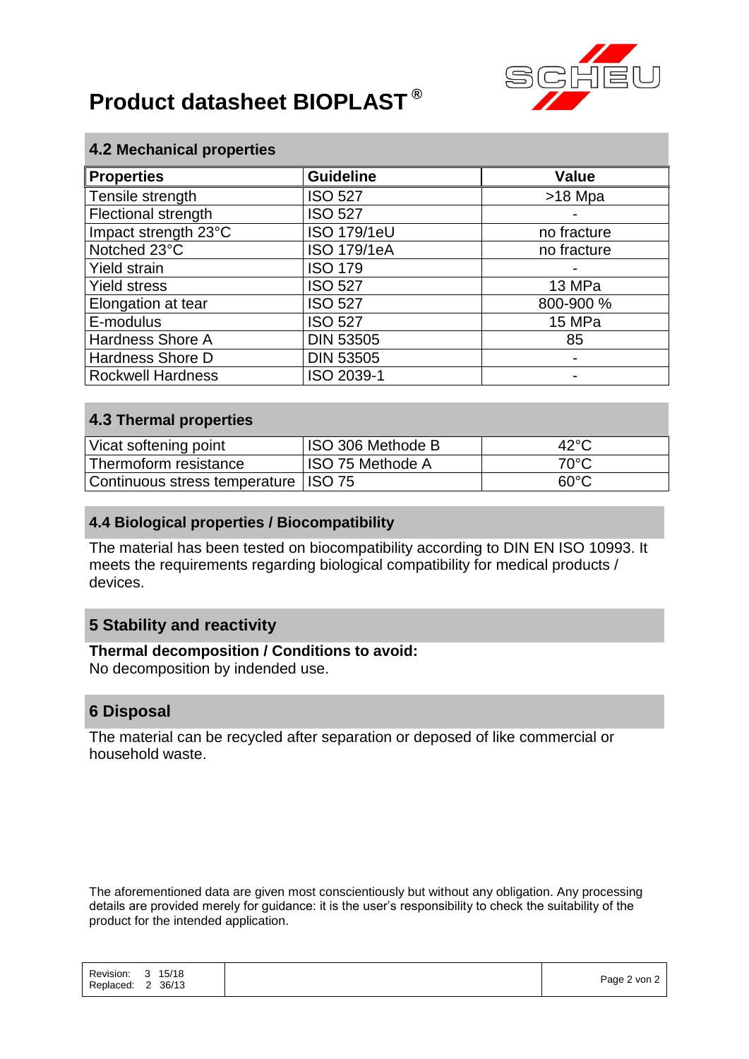# Product datasheet BIOPLAST ®

## 4.2 Mechanical properties

| Properties | Guideline | Value |
|---|---|---|
| Tensile strength | ISO 527 | >18 Mpa |
| Flectional strength | ISO 527 | - |
| Impact strength 23°C | ISO 179/1eU | no fracture |
| Notched 23°C | ISO 179/1eA | no fracture |
| Yield strain | ISO 179 | - |
| Yield stress | ISO 527 | 13 MPa |
| Elongation at tear | ISO 527 | 800-900 % |
| E-modulus | ISO 527 | 15 MPa |
| Hardness Shore A | DIN 53505 | 85 |
| Hardness Shore D | DIN 53505 | - |
| Rockwell Hardness | ISO 2039-1 | - |

## 4.3 Thermal properties

| | | |
|---|---|---|
| Vicat softening point | ISO 306 Methode B | 42°C |
| Thermoform resistance | ISO 75 Methode A | 70°C |
| Continuous stress temperature | ISO 75 | 60°C |

## 4.4 Biological properties / Biocompatibility

The material has been tested on biocompatibility according to DIN EN ISO 10993. It meets the requirements regarding biological compatibility for medical products / devices.

## 5 Stability and reactivity

**Thermal decomposition / Conditions to avoid:**
No decomposition by indended use.

## 6 Disposal

The material can be recycled after separation or deposed of like commercial or household waste.

The aforementioned data are given most conscientiously but without any obligation. Any processing details are provided merely for guidance: it is the user's responsibility to check the suitability of the product for the intended application.

Revision: 3 15/18
Replaced: 2 36/13